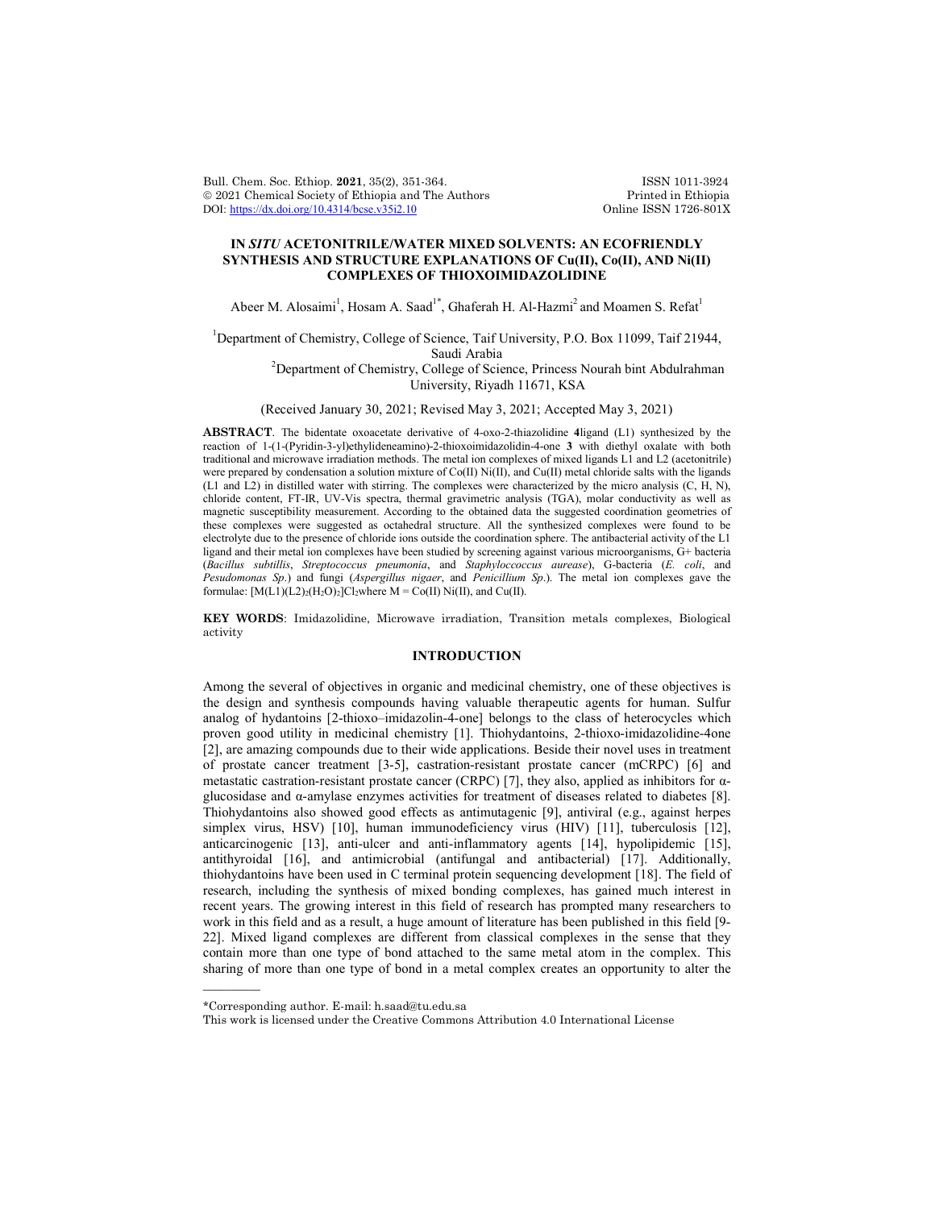# IN *SITU* ACETONITRILE/WATER MIXED SOLVENTS: AN ECOFRIENDLY SYNTHESIS AND STRUCTURE EXPLANATIONS OF Cu(II), Co(II), AND Ni(II) COMPLEXES OF THIOXOIMIDAZOLIDINE

Abeer M. Alosaimi[1], Hosam A. Saad[1*], Ghaferah H. Al-Hazmi[2] and Moamen S. Refat[1]

[1]Department of Chemistry, College of Science, Taif University, P.O. Box 11099, Taif 21944, Saudi Arabia

[2]Department of Chemistry, College of Science, Princess Nourah bint Abdulrahman University, Riyadh 11671, KSA

(Received January 30, 2021; Revised May 3, 2021; Accepted May 3, 2021)

**ABSTRACT**. The bidentate oxoacetate derivative of 4-oxo-2-thiazolidine **4**ligand (L1) synthesized by the reaction of 1-(1-(Pyridin-3-yl)ethylideneamino)-2-thioxoimidazolidin-4-one **3** with diethyl oxalate with both traditional and microwave irradiation methods. The metal ion complexes of mixed ligands L1 and L2 (acetonitrile) were prepared by condensation a solution mixture of Co(II) Ni(II), and Cu(II) metal chloride salts with the ligands (L1 and L2) in distilled water with stirring. The complexes were characterized by the micro analysis (C, H, N), chloride content, FT-IR, UV-Vis spectra, thermal gravimetric analysis (TGA), molar conductivity as well as magnetic susceptibility measurement. According to the obtained data the suggested coordination geometries of these complexes were suggested as octahedral structure. All the synthesized complexes were found to be electrolyte due to the presence of chloride ions outside the coordination sphere. The antibacterial activity of the L1 ligand and their metal ion complexes have been studied by screening against various microorganisms, G+ bacteria (*Bacillus subtillis*, *Streptococcus pneumonia*, and *Staphyloccoccus aurease*), G-bacteria (*E. coli*, and *Pesudomonas Sp*.) and fungi (*Aspergillus nigaer*, and *Penicillium Sp*.). The metal ion complexes gave the formulae: $[M(L1)(L2)_2(H_2O)_2]Cl_2$where M = Co(II) Ni(II), and Cu(II).

**KEY WORDS**: Imidazolidine, Microwave irradiation, Transition metals complexes, Biological activity

## INTRODUCTION

Among the several of objectives in organic and medicinal chemistry, one of these objectives is the design and synthesis compounds having valuable therapeutic agents for human. Sulfur analog of hydantoins [2-thioxo–imidazolin-4-one] belongs to the class of heterocycles which proven good utility in medicinal chemistry [1]. Thiohydantoins, 2-thioxo-imidazolidine-4one [2], are amazing compounds due to their wide applications. Beside their novel uses in treatment of prostate cancer treatment [3-5], castration-resistant prostate cancer (mCRPC) [6] and metastatic castration-resistant prostate cancer (CRPC) [7], they also, applied as inhibitors for α-glucosidase and α-amylase enzymes activities for treatment of diseases related to diabetes [8]. Thiohydantoins also showed good effects as antimutagenic [9], antiviral (e.g., against herpes simplex virus, HSV) [10], human immunodeficiency virus (HIV) [11], tuberculosis [12], anticarcinogenic [13], anti-ulcer and anti-inflammatory agents [14], hypolipidemic [15], antithyroidal [16], and antimicrobial (antifungal and antibacterial) [17]. Additionally, thiohydantoins have been used in C terminal protein sequencing development [18]. The field of research, including the synthesis of mixed bonding complexes, has gained much interest in recent years. The growing interest in this field of research has prompted many researchers to work in this field and as a result, a huge amount of literature has been published in this field [9-22]. Mixed ligand complexes are different from classical complexes in the sense that they contain more than one type of bond attached to the same metal atom in the complex. This sharing of more than one type of bond in a metal complex creates an opportunity to alter the

---

*Corresponding author. E-mail: h.saad@tu.edu.sa

This work is licensed under the Creative Commons Attribution 4.0 International License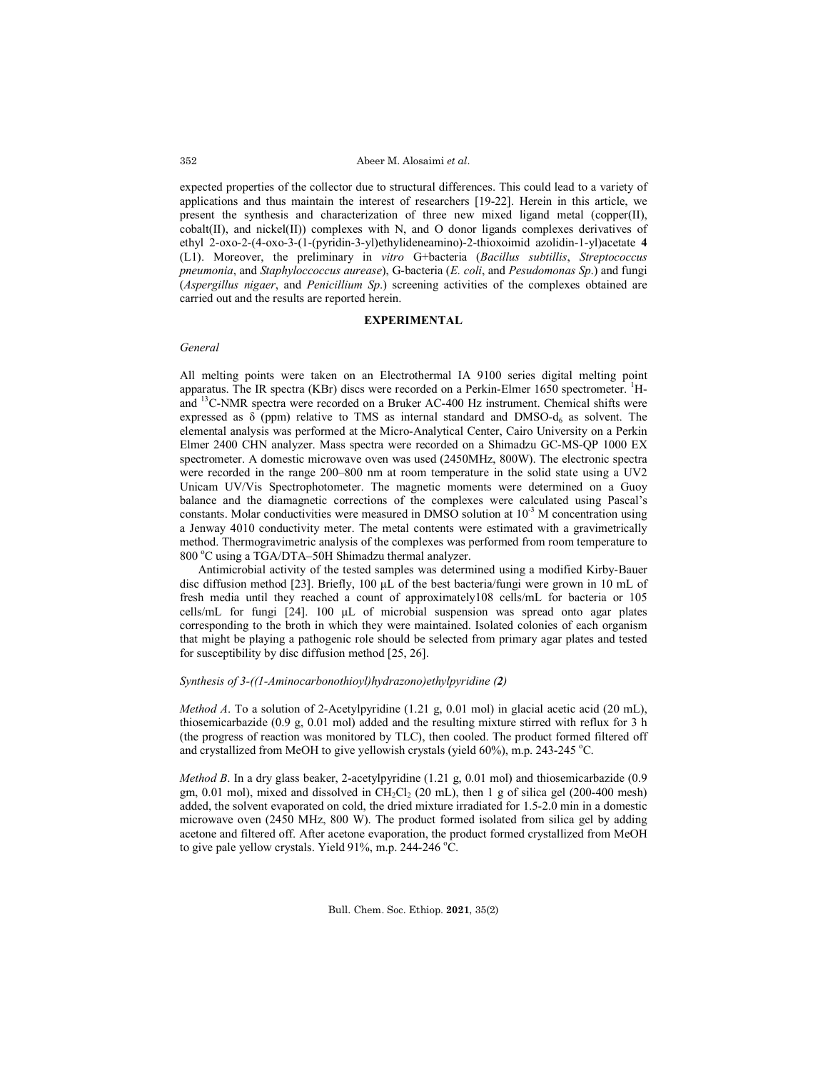expected properties of the collector due to structural differences. This could lead to a variety of applications and thus maintain the interest of researchers [19-22]. Herein in this article, we present the synthesis and characterization of three new mixed ligand metal (copper(II), cobalt(II), and nickel(II)) complexes with N, and O donor ligands complexes derivatives of ethyl 2-oxo-2-(4-oxo-3-(1-(pyridin-3-yl)ethylideneamino)-2-thioxoimid azolidin-1-yl)acetate **4** (L1). Moreover, the preliminary in *vitro* G+bacteria (*Bacillus subtillis*, *Streptococcus pneumonia*, and *Staphyloccoccus aurease*), G-bacteria (*E. coli*, and *Pesudomonas Sp*.) and fungi (*Aspergillus nigaer*, and *Penicillium Sp*.) screening activities of the complexes obtained are carried out and the results are reported herein.

## EXPERIMENTAL

### *General*

All melting points were taken on an Electrothermal IA 9100 series digital melting point apparatus. The IR spectra (KBr) discs were recorded on a Perkin-Elmer 1650 spectrometer. $^{1}$H- and $^{13}$C-NMR spectra were recorded on a Bruker AC-400 Hz instrument. Chemical shifts were expressed as δ (ppm) relative to TMS as internal standard and DMSO-$d_6$ as solvent. The elemental analysis was performed at the Micro-Analytical Center, Cairo University on a Perkin Elmer 2400 CHN analyzer. Mass spectra were recorded on a Shimadzu GC-MS-QP 1000 EX spectrometer. A domestic microwave oven was used (2450MHz, 800W). The electronic spectra were recorded in the range 200–800 nm at room temperature in the solid state using a UV2 Unicam UV/Vis Spectrophotometer. The magnetic moments were determined on a Guoy balance and the diamagnetic corrections of the complexes were calculated using Pascal's constants. Molar conductivities were measured in DMSO solution at $10^{-3}$ M concentration using a Jenway 4010 conductivity meter. The metal contents were estimated with a gravimetrically method. Thermogravimetric analysis of the complexes was performed from room temperature to 800 °C using a TGA/DTA–50H Shimadzu thermal analyzer.

Antimicrobial activity of the tested samples was determined using a modified Kirby-Bauer disc diffusion method [23]. Briefly, 100 µL of the best bacteria/fungi were grown in 10 mL of fresh media until they reached a count of approximately108 cells/mL for bacteria or 105 cells/mL for fungi [24]. 100 µL of microbial suspension was spread onto agar plates corresponding to the broth in which they were maintained. Isolated colonies of each organism that might be playing a pathogenic role should be selected from primary agar plates and tested for susceptibility by disc diffusion method [25, 26].

### *Synthesis of 3-((1-Aminocarbonothioyl)hydrazono)ethylpyridine (**2**)*

*Method A*. To a solution of 2-Acetylpyridine (1.21 g, 0.01 mol) in glacial acetic acid (20 mL), thiosemicarbazide (0.9 g, 0.01 mol) added and the resulting mixture stirred with reflux for 3 h (the progress of reaction was monitored by TLC), then cooled. The product formed filtered off and crystallized from MeOH to give yellowish crystals (yield 60%), m.p. 243-245 °C.

*Method B*. In a dry glass beaker, 2-acetylpyridine (1.21 g, 0.01 mol) and thiosemicarbazide (0.9 gm, 0.01 mol), mixed and dissolved in $CH_2Cl_2$ (20 mL), then 1 g of silica gel (200-400 mesh) added, the solvent evaporated on cold, the dried mixture irradiated for 1.5-2.0 min in a domestic microwave oven (2450 MHz, 800 W). The product formed isolated from silica gel by adding acetone and filtered off. After acetone evaporation, the product formed crystallized from MeOH to give pale yellow crystals. Yield 91%, m.p. 244-246 °C.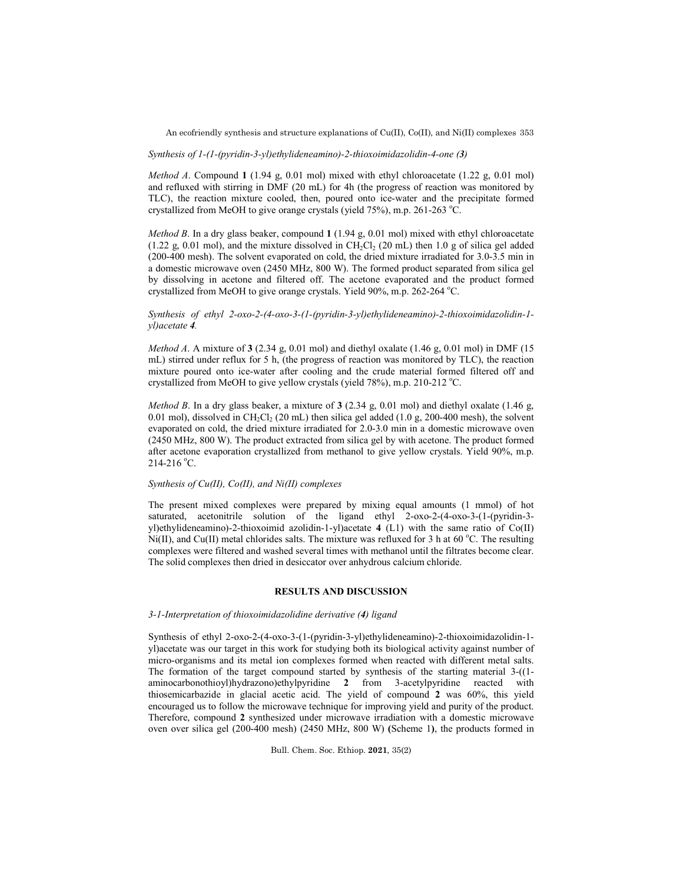*Synthesis of 1-(1-(pyridin-3-yl)ethylideneamino)-2-thioxoimidazolidin-4-one (**3**)*

*Method A*. Compound **1** (1.94 g, 0.01 mol) mixed with ethyl chloroacetate (1.22 g, 0.01 mol) and refluxed with stirring in DMF (20 mL) for 4h (the progress of reaction was monitored by TLC), the reaction mixture cooled, then, poured onto ice-water and the precipitate formed crystallized from MeOH to give orange crystals (yield 75%), m.p. 261-263 °C.

*Method B*. In a dry glass beaker, compound **1** (1.94 g, 0.01 mol) mixed with ethyl chloroacetate (1.22 g, 0.01 mol), and the mixture dissolved in $CH_2Cl_2$ (20 mL) then 1.0 g of silica gel added (200-400 mesh). The solvent evaporated on cold, the dried mixture irradiated for 3.0-3.5 min in a domestic microwave oven (2450 MHz, 800 W). The formed product separated from silica gel by dissolving in acetone and filtered off. The acetone evaporated and the product formed crystallized from MeOH to give orange crystals. Yield 90%, m.p. 262-264 °C.

*Synthesis of ethyl 2-oxo-2-(4-oxo-3-(1-(pyridin-3-yl)ethylideneamino)-2-thioxoimidazolidin-1-yl)acetate **4**.*

*Method A*. A mixture of **3** (2.34 g, 0.01 mol) and diethyl oxalate (1.46 g, 0.01 mol) in DMF (15 mL) stirred under reflux for 5 h, (the progress of reaction was monitored by TLC), the reaction mixture poured onto ice-water after cooling and the crude material formed filtered off and crystallized from MeOH to give yellow crystals (yield 78%), m.p. 210-212 °C.

*Method B*. In a dry glass beaker, a mixture of **3** (2.34 g, 0.01 mol) and diethyl oxalate (1.46 g, 0.01 mol), dissolved in $CH_2Cl_2$ (20 mL) then silica gel added (1.0 g, 200-400 mesh), the solvent evaporated on cold, the dried mixture irradiated for 2.0-3.0 min in a domestic microwave oven (2450 MHz, 800 W). The product extracted from silica gel by with acetone. The product formed after acetone evaporation crystallized from methanol to give yellow crystals. Yield 90%, m.p. 214-216 °C.

*Synthesis of Cu(II), Co(II), and Ni(II) complexes*

The present mixed complexes were prepared by mixing equal amounts (1 mmol) of hot saturated, acetonitrile solution of the ligand ethyl 2-oxo-2-(4-oxo-3-(1-(pyridin-3-yl)ethylideneamino)-2-thioxoimid azolidin-1-yl)acetate **4** (L1) with the same ratio of Co(II) Ni(II), and Cu(II) metal chlorides salts. The mixture was refluxed for 3 h at 60 °C. The resulting complexes were filtered and washed several times with methanol until the filtrates become clear. The solid complexes then dried in desiccator over anhydrous calcium chloride.

## RESULTS AND DISCUSSION

*3-1-Interpretation of thioxoimidazolidine derivative (**4**) ligand*

Synthesis of ethyl 2-oxo-2-(4-oxo-3-(1-(pyridin-3-yl)ethylideneamino)-2-thioxoimidazolidin-1-yl)acetate was our target in this work for studying both its biological activity against number of micro-organisms and its metal ion complexes formed when reacted with different metal salts. The formation of the target compound started by synthesis of the starting material 3-((1-aminocarbonothioyl)hydrazono)ethylpyridine **2** from 3-acetylpyridine reacted with thiosemicarbazide in glacial acetic acid. The yield of compound **2** was 60%, this yield encouraged us to follow the microwave technique for improving yield and purity of the product. Therefore, compound **2** synthesized under microwave irradiation with a domestic microwave oven over silica gel (200-400 mesh) (2450 MHz, 800 W) (Scheme 1), the products formed in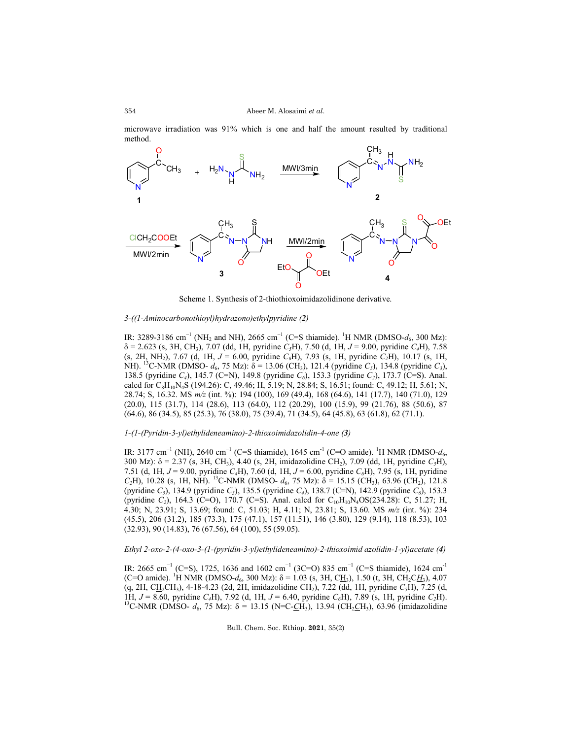microwave irradiation was 91% which is one and half the amount resulted by traditional method.

Scheme 1. Synthesis of 2-thiothioxoimidazolidinone derivative.

*3-((1-Aminocarbonothioyl)hydrazono)ethylpyridine (2)*

IR: 3289-3186 cm$^{-1}$ ($NH_2$ and NH), 2665 cm$^{-1}$ (C=S thiamide). $^1$H NMR (DMSO-$d_6$, 300 Mz): δ = 2.623 (s, 3H, $CH_3$), 7.07 (dd, 1H, pyridine $C_5$H), 7.50 (d, 1H, $J$ = 9.00, pyridine $C_4$H), 7.58 (s, 2H, $NH_2$), 7.67 (d, 1H, $J$ = 6.00, pyridine $C_6$H), 7.93 (s, 1H, pyridine $C_2$H), 10.17 (s, 1H, NH). $^{13}$C-NMR (DMSO- $d_6$, 75 Mz): δ = 13.06 ($CH_3$), 121.4 (pyridine $C_5$), 134.8 (pyridine $C_3$), 138.5 (pyridine $C_4$), 145.7 (C=N), 149.8 (pyridine $C_6$), 153.3 (pyridine $C_2$), 173.7 (C=S). Anal. calcd for $C_8H_{10}N_4S$ (194.26): C, 49.46; H, 5.19; N, 28.84; S, 16.51; found: C, 49.12; H, 5.61; N, 28.74; S, 16.32. MS *m/z* (int. %): 194 (100), 169 (49.4), 168 (64.6), 141 (17.7), 140 (71.0), 129 (20.0), 115 (31.7), 114 (28.6), 113 (64.0), 112 (20.29), 100 (15.9), 99 (21.76), 88 (50.6), 87 (64.6), 86 (34.5), 85 (25.3), 76 (38.0), 75 (39.4), 71 (34.5), 64 (45.8), 63 (61.8), 62 (71.1).

*1-(1-(Pyridin-3-yl)ethylideneamino)-2-thioxoimidazolidin-4-one (3)*

IR: 3177 cm$^{-1}$ (NH), 2640 cm$^{-1}$ (C=S thiamide), 1645 cm$^{-1}$ (C=O amide). $^1$H NMR (DMSO-$d_6$, 300 Mz): δ = 2.37 (s, 3H, $CH_3$), 4.40 (s, 2H, imidazolidine $CH_2$), 7.09 (dd, 1H, pyridine $C_5$H), 7.51 (d, 1H, $J$ = 9.00, pyridine $C_4$H), 7.60 (d, 1H, $J$ = 6.00, pyridine $C_6$H), 7.95 (s, 1H, pyridine $C_2$H), 10.28 (s, 1H, NH). $^{13}$C-NMR (DMSO- $d_6$, 75 Mz): δ = 15.15 ($CH_3$), 63.96 ($CH_2$), 121.8 (pyridine $C_5$), 134.9 (pyridine $C_3$), 135.5 (pyridine $C_4$), 138.7 (C=N), 142.9 (pyridine $C_6$), 153.3 (pyridine $C_2$), 164.3 (C=O), 170.7 (C=S). Anal. calcd for $C_{10}H_{10}N_4OS$(234.28): C, 51.27; H, 4.30; N, 23.91; S, 13.69; found: C, 51.03; H, 4.11; N, 23.81; S, 13.60. MS *m/z* (int. %): 234 (45.5), 206 (31.2), 185 (73.3), 175 (47.1), 157 (11.51), 146 (3.80), 129 (9.14), 118 (8.53), 103 (32.93), 90 (14.83), 76 (67.56), 64 (100), 55 (59.05).

*Ethyl 2-oxo-2-(4-oxo-3-(1-(pyridin-3-yl)ethylideneamino)-2-thioxoimid azolidin-1-yl)acetate (4)*

IR: 2665 cm$^{-1}$ (C=S), 1725, 1636 and 1602 cm$^{-1}$ (3C=O) 835 cm$^{-1}$ (C=S thiamide), 1624 cm$^{-1}$ (C=O amide). $^1$H NMR (DMSO-$d_6$, 300 Mz): δ = 1.03 (s, 3H, C<u>H</u>$_3$), 1.50 (t, 3H, $CH_2C\underline{H}_3$), 4.07 (q, 2H, C<u>H</u>$_2$CH$_3$), 4-18-4.23 (2d, 2H, imidazolidine $CH_2$), 7.22 (dd, 1H, pyridine $C_5$H), 7.25 (d, 1H, $J$ = 8.60, pyridine $C_4$H), 7.92 (d, 1H, $J$ = 6.40, pyridine $C_6$H), 7.89 (s, 1H, pyridine $C_2$H). $^{13}$C-NMR (DMSO- $d_6$, 75 Mz): δ = 13.15 (N=C-<u>C</u>H$_3$), 13.94 (CH$_2$<u>C</u>H$_3$), 63.96 (imidazolidine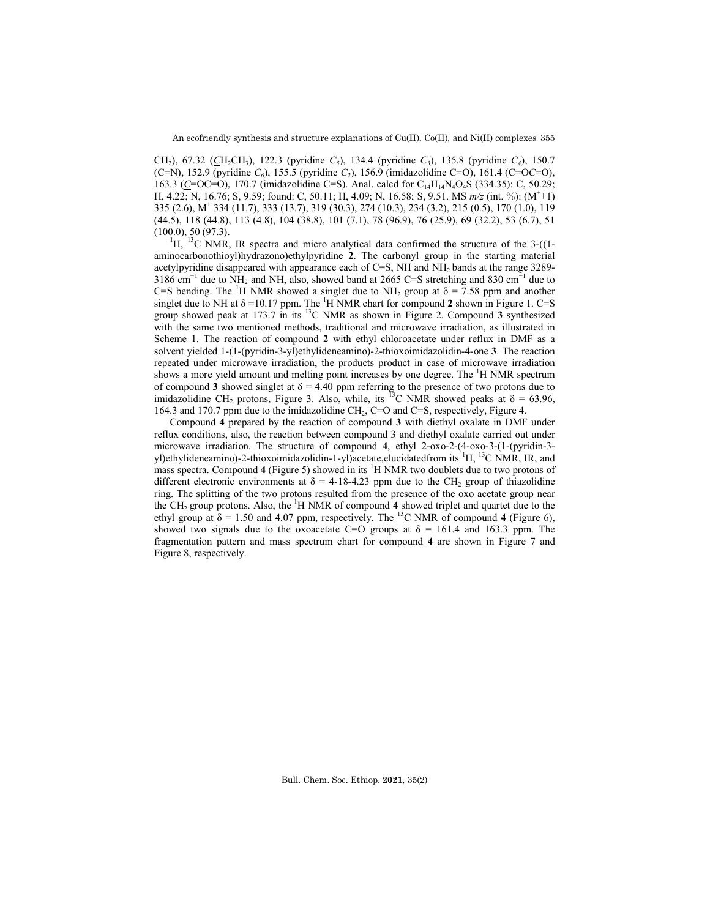$CH_2$), 67.32 (*C*$H_2CH_3$), 122.3 (pyridine $C_5$), 134.4 (pyridine $C_3$), 135.8 (pyridine $C_4$), 150.7 (C=N), 152.9 (pyridine $C_6$), 155.5 (pyridine $C_2$), 156.9 (imidazolidine C=O), 161.4 (C=O*C*=O), 163.3 (*C*=OC=O), 170.7 (imidazolidine C=S). Anal. calcd for $C_{14}H_{14}N_4O_4S$ (334.35): C, 50.29; H, 4.22; N, 16.76; S, 9.59; found: C, 50.11; H, 4.09; N, 16.58; S, 9.51. MS *m/z* (int. %): ($M^{+}$+1) 335 (2.6), $M^{+}$ 334 (11.7), 333 (13.7), 319 (30.3), 274 (10.3), 234 (3.2), 215 (0.5), 170 (1.0), 119 (44.5), 118 (44.8), 113 (4.8), 104 (38.8), 101 (7.1), 78 (96.9), 76 (25.9), 69 (32.2), 53 (6.7), 51 (100.0), 50 (97.3).

$^{1}$H, $^{13}$C NMR, IR spectra and micro analytical data confirmed the structure of the 3-((1-aminocarbonothioyl)hydrazono)ethylpyridine **2**. The carbonyl group in the starting material acetylpyridine disappeared with appearance each of C=S, NH and $NH_2$ bands at the range 3289-3186 cm$^{-1}$ due to $NH_2$ and NH, also, showed band at 2665 C=S stretching and 830 cm$^{-1}$ due to C=S bending. The $^{1}$H NMR showed a singlet due to $NH_2$ group at δ = 7.58 ppm and another singlet due to NH at δ =10.17 ppm. The $^{1}$H NMR chart for compound **2** shown in Figure 1. C=S group showed peak at 173.7 in its $^{13}$C NMR as shown in Figure 2. Compound **3** synthesized with the same two mentioned methods, traditional and microwave irradiation, as illustrated in Scheme 1. The reaction of compound **2** with ethyl chloroacetate under reflux in DMF as a solvent yielded 1-(1-(pyridin-3-yl)ethylideneamino)-2-thioxoimidazolidin-4-one **3**. The reaction repeated under microwave irradiation, the products product in case of microwave irradiation shows a more yield amount and melting point increases by one degree. The $^{1}$H NMR spectrum of compound **3** showed singlet at δ = 4.40 ppm referring to the presence of two protons due to imidazolidine $CH_2$ protons, Figure 3. Also, while, its $^{13}$C NMR showed peaks at δ = 63.96, 164.3 and 170.7 ppm due to the imidazolidine $CH_2$, C=O and C=S, respectively, Figure 4.

Compound **4** prepared by the reaction of compound **3** with diethyl oxalate in DMF under reflux conditions, also, the reaction between compound 3 and diethyl oxalate carried out under microwave irradiation. The structure of compound **4**, ethyl 2-oxo-2-(4-oxo-3-(1-(pyridin-3-yl)ethylideneamino)-2-thioxoimidazolidin-1-yl)acetate,elucidatedfrom its $^{1}$H, $^{13}$C NMR, IR, and mass spectra. Compound **4** (Figure 5) showed in its $^{1}$H NMR two doublets due to two protons of different electronic environments at δ = 4-18-4.23 ppm due to the $CH_2$ group of thiazolidine ring. The splitting of the two protons resulted from the presence of the oxo acetate group near the $CH_2$ group protons. Also, the $^{1}$H NMR of compound **4** showed triplet and quartet due to the ethyl group at δ = 1.50 and 4.07 ppm, respectively. The $^{13}$C NMR of compound **4** (Figure 6), showed two signals due to the oxoacetate C=O groups at δ = 161.4 and 163.3 ppm. The fragmentation pattern and mass spectrum chart for compound **4** are shown in Figure 7 and Figure 8, respectively.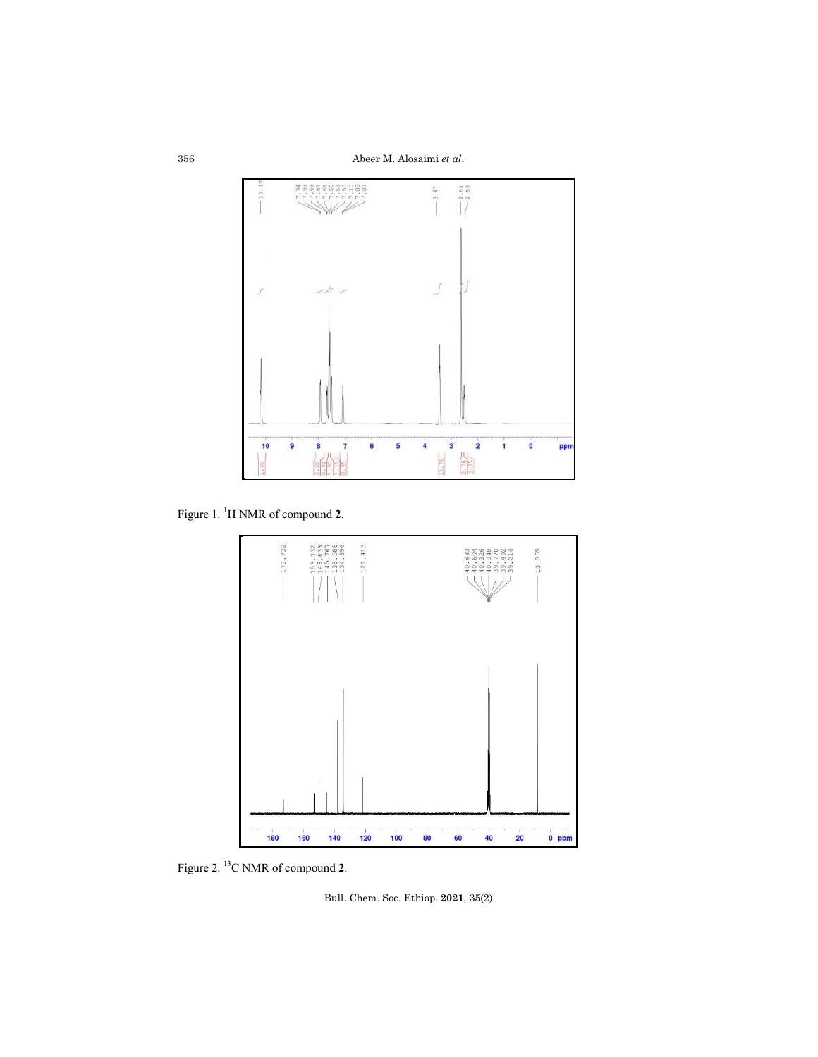Figure 1. $^{1}$H NMR of compound **2**.

Figure 2. $^{13}$C NMR of compound **2**.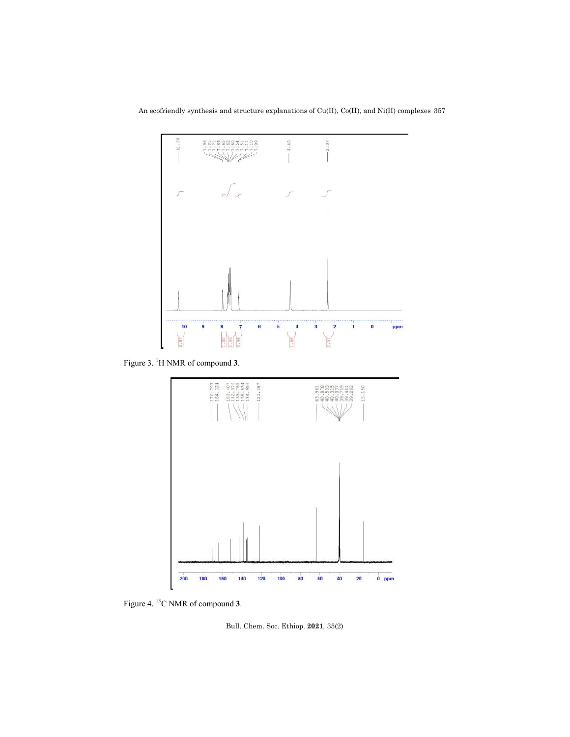Figure 3. $^{1}$H NMR of compound **3**.

Figure 4. $^{13}$C NMR of compound **3**.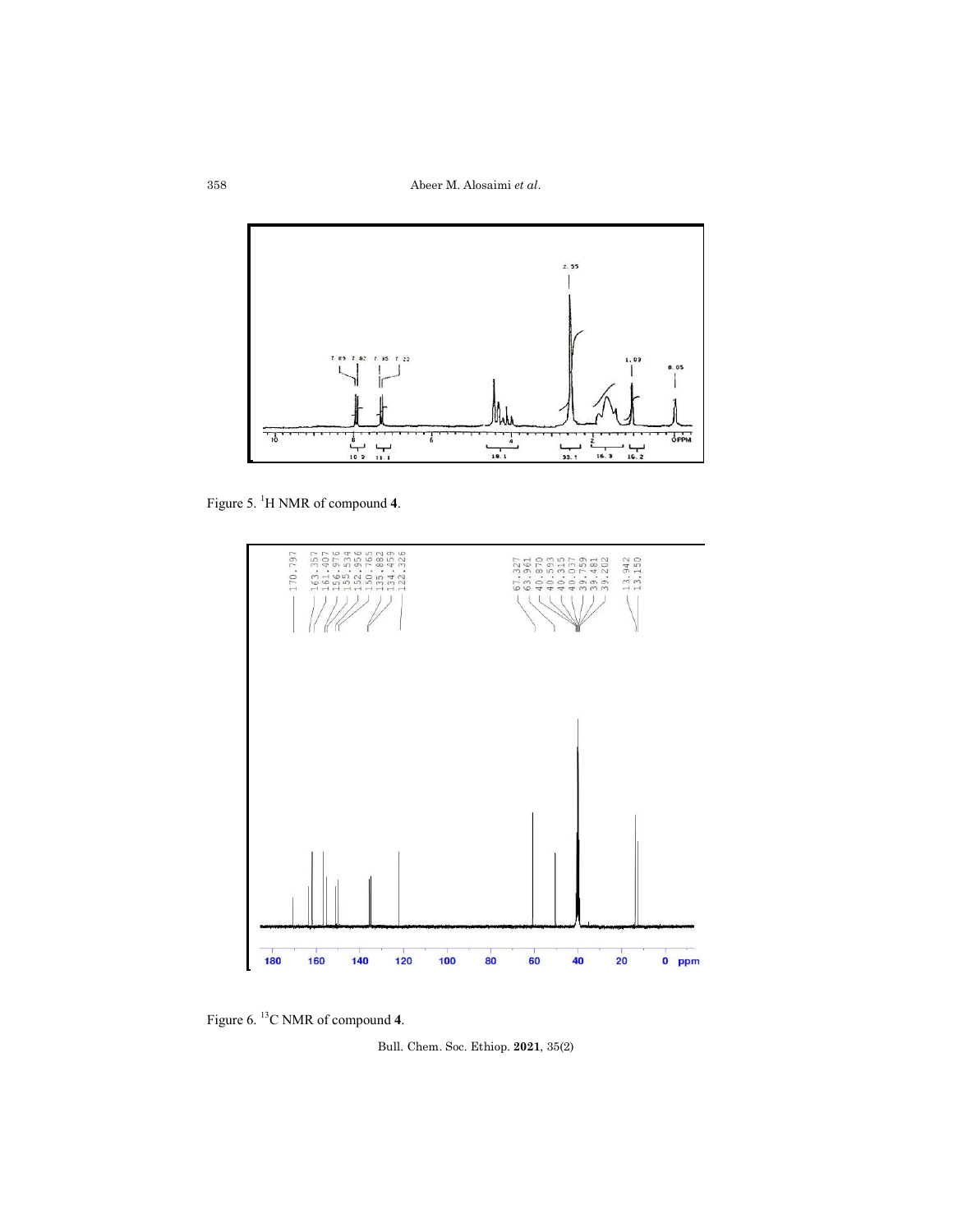Figure 5. $^{1}$H NMR of compound **4**.

Figure 6. $^{13}$C NMR of compound **4**.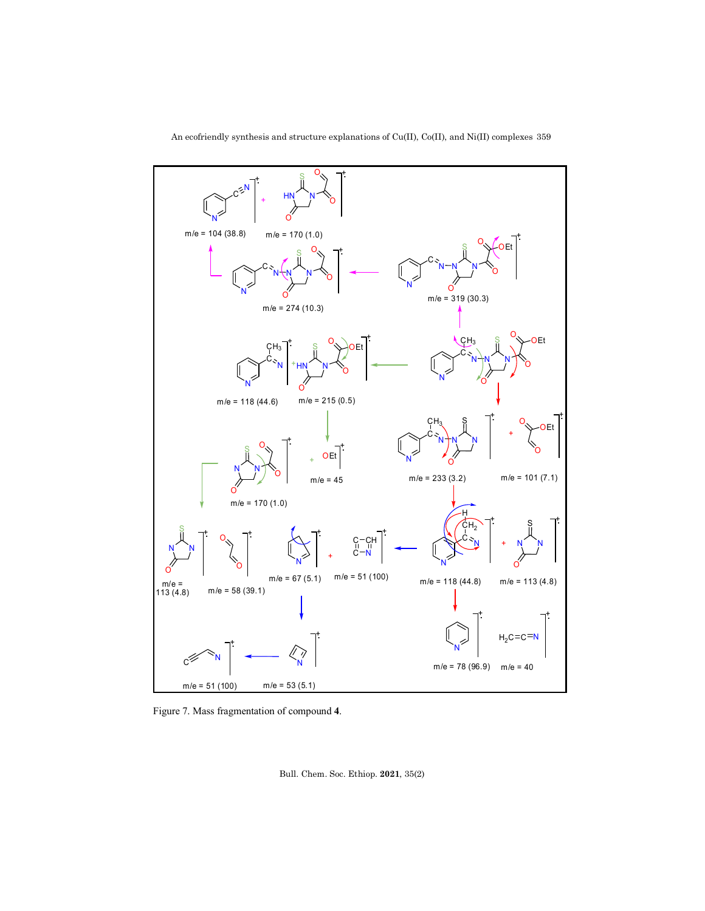Figure 7. Mass fragmentation of compound **4**.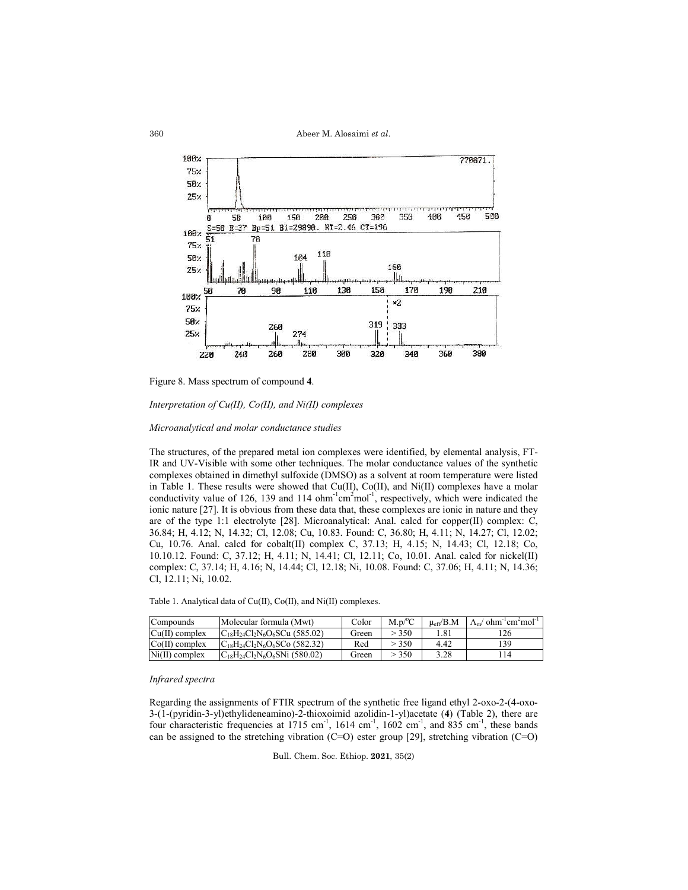Figure 8. Mass spectrum of compound **4**.

*Interpretation of Cu(II), Co(II), and Ni(II) complexes*

*Microanalytical and molar conductance studies*

The structures, of the prepared metal ion complexes were identified, by elemental analysis, FT-IR and UV-Visible with some other techniques. The molar conductance values of the synthetic complexes obtained in dimethyl sulfoxide (DMSO) as a solvent at room temperature were listed in Table 1. These results were showed that Cu(II), Co(II), and Ni(II) complexes have a molar conductivity value of 126, 139 and 114 $ohm^{-1}cm^2mol^{-1}$, respectively, which were indicated the ionic nature [27]. It is obvious from these data that, these complexes are ionic in nature and they are of the type 1:1 electrolyte [28]. Microanalytical: Anal. calcd for copper(II) complex: C, 36.84; H, 4.12; N, 14.32; Cl, 12.08; Cu, 10.83. Found: C, 36.80; H, 4.11; N, 14.27; Cl, 12.02; Cu, 10.76. Anal. calcd for cobalt(II) complex C, 37.13; H, 4.15; N, 14.43; Cl, 12.18; Co, 10.10.12. Found: C, 37.12; H, 4.11; N, 14.41; Cl, 12.11; Co, 10.01. Anal. calcd for nickel(II) complex: C, 37.14; H, 4.16; N, 14.44; Cl, 12.18; Ni, 10.08. Found: C, 37.06; H, 4.11; N, 14.36; Cl, 12.11; Ni, 10.02.

Table 1. Analytical data of Cu(II), Co(II), and Ni(II) complexes.

| Compounds | Molecular formula (Mwt) | Color | M.p/°C | $\mu_{eff}$/B.M | $\Lambda_m$/ $ohm^{-1}cm^2mol^{-1}$ |
|---|---|---|---|---|---|
| Cu(II) complex | $C_{18}H_{24}Cl_2N_6O_6SCu$ (585.02) | Green | > 350 | 1.81 | 126 |
| Co(II) complex | $C_{18}H_{24}Cl_2N_6O_6SCo$ (582.32) | Red | > 350 | 4.42 | 139 |
| Ni(II) complex | $C_{18}H_{24}Cl_2N_6O_6SNi$ (580.02) | Green | > 350 | 3.28 | 114 |

*Infrared spectra*

Regarding the assignments of FTIR spectrum of the synthetic free ligand ethyl 2-oxo-2-(4-oxo-3-(1-(pyridin-3-yl)ethylideneamino)-2-thioxoimid azolidin-1-yl)acetate (**4**) (Table 2), there are four characteristic frequencies at 1715 $cm^{-1}$, 1614 $cm^{-1}$, 1602 $cm^{-1}$, and 835 $cm^{-1}$, these bands can be assigned to the stretching vibration (C=O) ester group [29], stretching vibration (C=O)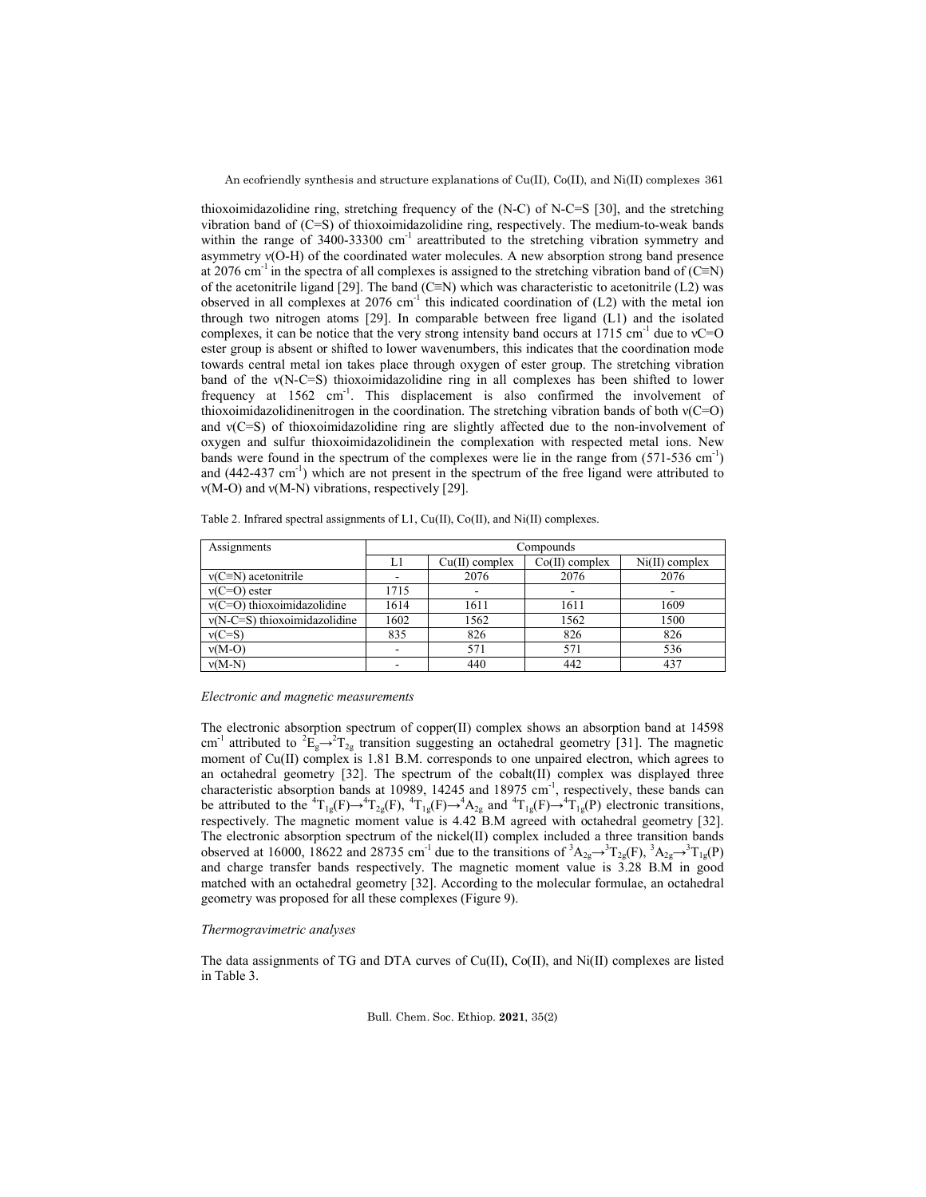thioxoimidazolidine ring, stretching frequency of the (N-C) of N-C=S [30], and the stretching vibration band of (C=S) of thioxoimidazolidine ring, respectively. The medium-to-weak bands within the range of 3400-33300 $cm^{-1}$ areattributed to the stretching vibration symmetry and asymmetry ν(O-H) of the coordinated water molecules. A new absorption strong band presence at 2076 $cm^{-1}$ in the spectra of all complexes is assigned to the stretching vibration band of (C≡N) of the acetonitrile ligand [29]. The band (C≡N) which was characteristic to acetonitrile (L2) was observed in all complexes at 2076 $cm^{-1}$ this indicated coordination of (L2) with the metal ion through two nitrogen atoms [29]. In comparable between free ligand (L1) and the isolated complexes, it can be notice that the very strong intensity band occurs at 1715 $cm^{-1}$ due to νC=O ester group is absent or shifted to lower wavenumbers, this indicates that the coordination mode towards central metal ion takes place through oxygen of ester group. The stretching vibration band of the ν(N-C=S) thioxoimidazolidine ring in all complexes has been shifted to lower frequency at 1562 $cm^{-1}$. This displacement is also confirmed the involvement of thioxoimidazolidinenitrogen in the coordination. The stretching vibration bands of both ν(C=O) and ν(C=S) of thioxoimidazolidine ring are slightly affected due to the non-involvement of oxygen and sulfur thioxoimidazolidinein the complexation with respected metal ions. New bands were found in the spectrum of the complexes were lie in the range from (571-536 $cm^{-1}$) and (442-437 $cm^{-1}$) which are not present in the spectrum of the free ligand were attributed to ν(M-O) and ν(M-N) vibrations, respectively [29].

Table 2. Infrared spectral assignments of L1, Cu(II), Co(II), and Ni(II) complexes.

| Assignments | Compounds | | | |
|---|---|---|---|---|
| | L1 | Cu(II) complex | Co(II) complex | Ni(II) complex |
| ν(C≡N) acetonitrile | - | 2076 | 2076 | 2076 |
| ν(C=O) ester | 1715 | - | - | - |
| ν(C=O) thioxoimidazolidine | 1614 | 1611 | 1611 | 1609 |
| ν(N-C=S) thioxoimidazolidine | 1602 | 1562 | 1562 | 1500 |
| ν(C=S) | 835 | 826 | 826 | 826 |
| ν(M-O) | - | 571 | 571 | 536 |
| ν(M-N) | - | 440 | 442 | 437 |

*Electronic and magnetic measurements*

The electronic absorption spectrum of copper(II) complex shows an absorption band at 14598 $cm^{-1}$ attributed to $^2E_g \rightarrow ^2T_{2g}$ transition suggesting an octahedral geometry [31]. The magnetic moment of Cu(II) complex is 1.81 B.M. corresponds to one unpaired electron, which agrees to an octahedral geometry [32]. The spectrum of the cobalt(II) complex was displayed three characteristic absorption bands at 10989, 14245 and 18975 $cm^{-1}$, respectively, these bands can be attributed to the $^4T_{1g}(F) \rightarrow ^4T_{2g}(F)$, $^4T_{1g}(F) \rightarrow ^4A_{2g}$ and $^4T_{1g}(F) \rightarrow ^4T_{1g}(P)$ electronic transitions, respectively. The magnetic moment value is 4.42 B.M agreed with octahedral geometry [32]. The electronic absorption spectrum of the nickel(II) complex included a three transition bands observed at 16000, 18622 and 28735 $cm^{-1}$ due to the transitions of $^3A_{2g} \rightarrow ^3T_{2g}(F)$, $^3A_{2g} \rightarrow ^3T_{1g}(P)$ and charge transfer bands respectively. The magnetic moment value is 3.28 B.M in good matched with an octahedral geometry [32]. According to the molecular formulae, an octahedral geometry was proposed for all these complexes (Figure 9).

*Thermogravimetric analyses*

The data assignments of TG and DTA curves of Cu(II), Co(II), and Ni(II) complexes are listed in Table 3.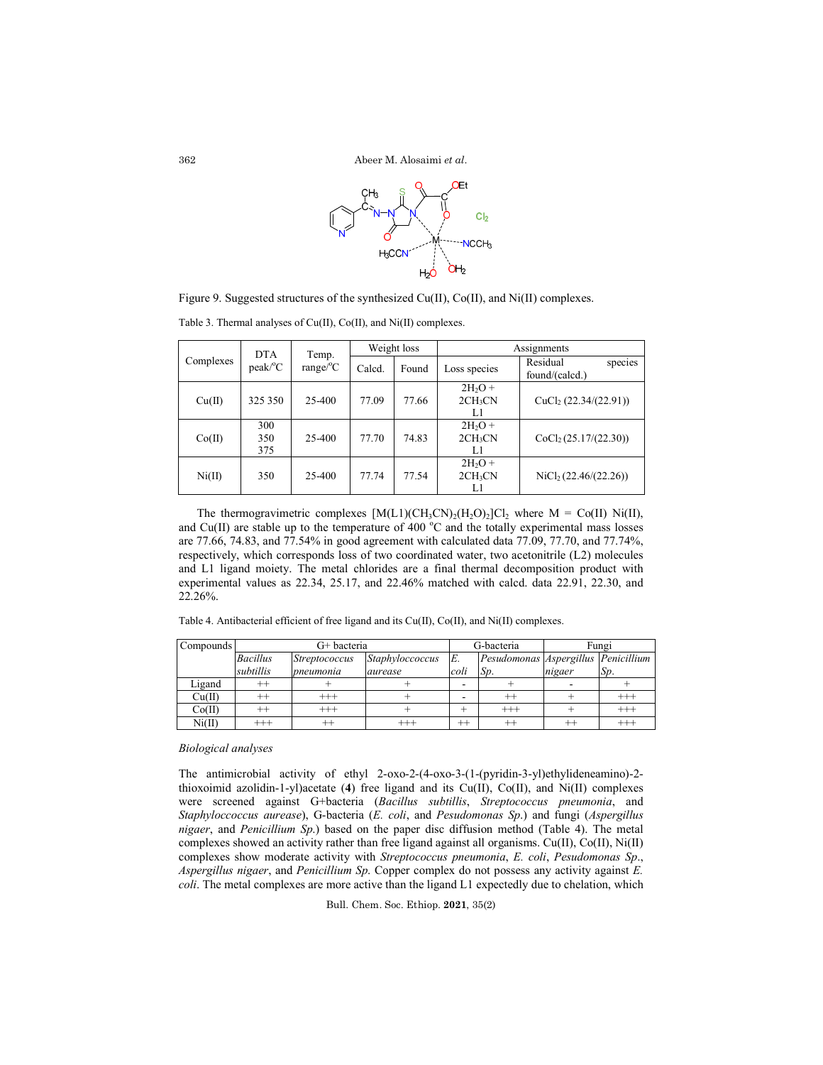Figure 9. Suggested structures of the synthesized Cu(II), Co(II), and Ni(II) complexes.

Table 3. Thermal analyses of Cu(II), Co(II), and Ni(II) complexes.

| Complexes | DTA peak/°C | Temp. range/°C | Weight loss | | Assignments | |
|---|---|---|---|---|---|---|
| | | | Calcd. | Found | Loss species | Residual species found/(calcd.) |
| Cu(II) | 325 350 | 25-400 | 77.09 | 77.66 | $2H_2O$ + $2CH_3CN$ L1 | $CuCl_2$ (22.34/(22.91)) |
| Co(II) | 300 350 375 | 25-400 | 77.70 | 74.83 | $2H_2O$ + $2CH_3CN$ L1 | $CoCl_2$ (25.17/(22.30)) |
| Ni(II) | 350 | 25-400 | 77.74 | 77.54 | $2H_2O$ + $2CH_3CN$ L1 | $NiCl_2$ (22.46/(22.26)) |

The thermogravimetric complexes $[M(L1)(CH_3CN)_2(H_2O)_2]Cl_2$ where M = Co(II) Ni(II), and Cu(II) are stable up to the temperature of 400 °C and the totally experimental mass losses are 77.66, 74.83, and 77.54% in good agreement with calculated data 77.09, 77.70, and 77.74%, respectively, which corresponds loss of two coordinated water, two acetonitrile (L2) molecules and L1 ligand moiety. The metal chlorides are a final thermal decomposition product with experimental values as 22.34, 25.17, and 22.46% matched with calcd. data 22.91, 22.30, and 22.26%.

Table 4. Antibacterial efficient of free ligand and its Cu(II), Co(II), and Ni(II) complexes.

| Compounds | G+ bacteria | | | G-bacteria | | Fungi | |
|---|---|---|---|---|---|---|---|
| | *Bacillus subtillis* | *Streptococcus pneumonia* | *Staphyloccoccus aurease* | *E. coli* | *Pesudomonas Sp.* | *Aspergillus nigaer* | *Penicillium Sp.* |
| Ligand | ++ | + | + | - | + | - | + |
| Cu(II) | ++ | +++ | + | - | ++ | + | +++ |
| Co(II) | ++ | +++ | + | + | +++ | + | +++ |
| Ni(II) | +++ | ++ | +++ | ++ | ++ | ++ | +++ |

*Biological analyses*

The antimicrobial activity of ethyl 2-oxo-2-(4-oxo-3-(1-(pyridin-3-yl)ethylideneamino)-2-thioxoimid azolidin-1-yl)acetate (**4**) free ligand and its Cu(II), Co(II), and Ni(II) complexes were screened against G+bacteria (*Bacillus subtillis*, *Streptococcus pneumonia*, and *Staphyloccoccus aurease*), G-bacteria (*E. coli*, and *Pesudomonas Sp.*) and fungi (*Aspergillus nigaer*, and *Penicillium Sp.*) based on the paper disc diffusion method (Table 4). The metal complexes showed an activity rather than free ligand against all organisms. Cu(II), Co(II), Ni(II) complexes show moderate activity with *Streptococcus pneumonia*, *E. coli*, *Pesudomonas Sp.*, *Aspergillus nigaer*, and *Penicillium Sp.* Copper complex do not possess any activity against *E. coli*. The metal complexes are more active than the ligand L1 expectedly due to chelation, which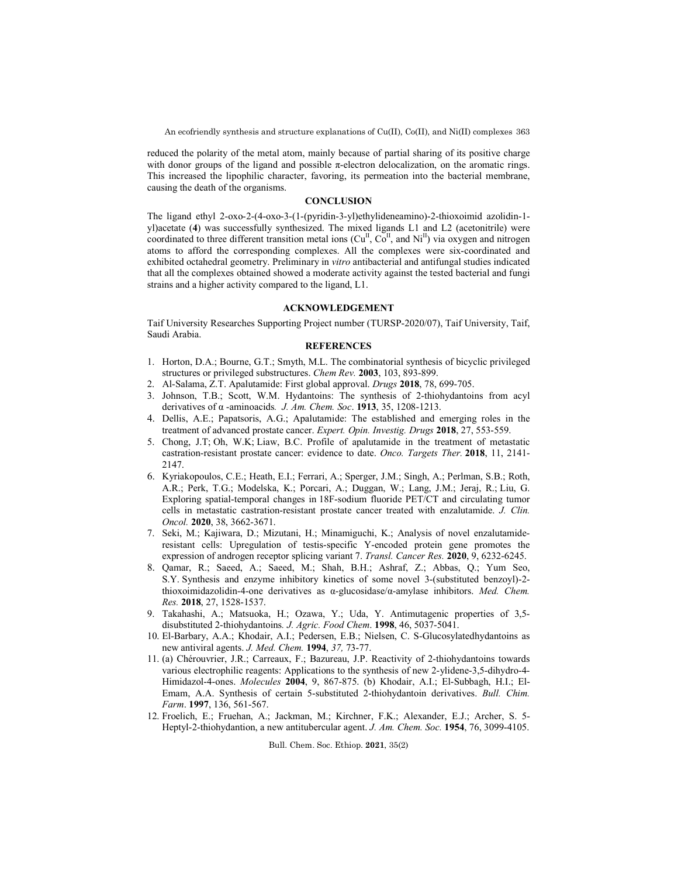reduced the polarity of the metal atom, mainly because of partial sharing of its positive charge with donor groups of the ligand and possible π-electron delocalization, on the aromatic rings. This increased the lipophilic character, favoring, its permeation into the bacterial membrane, causing the death of the organisms.

## CONCLUSION

The ligand ethyl 2-oxo-2-(4-oxo-3-(1-(pyridin-3-yl)ethylideneamino)-2-thioxoimid azolidin-1-yl)acetate (**4**) was successfully synthesized. The mixed ligands L1 and L2 (acetonitrile) were coordinated to three different transition metal ions ($Cu^{II}$, $Co^{II}$, and $Ni^{II}$) via oxygen and nitrogen atoms to afford the corresponding complexes. All the complexes were six-coordinated and exhibited octahedral geometry. Preliminary in *vitro* antibacterial and antifungal studies indicated that all the complexes obtained showed a moderate activity against the tested bacterial and fungi strains and a higher activity compared to the ligand, L1.

## ACKNOWLEDGEMENT

Taif University Researches Supporting Project number (TURSP-2020/07), Taif University, Taif, Saudi Arabia.

## REFERENCES

1. Horton, D.A.; Bourne, G.T.; Smyth, M.L. The combinatorial synthesis of bicyclic privileged structures or privileged substructures. *Chem Rev.* **2003**, 103, 893-899.
2. Al-Salama, Z.T. Apalutamide: First global approval. *Drugs* **2018**, 78, 699-705.
3. Johnson, T.B.; Scott, W.M. Hydantoins: The synthesis of 2-thiohydantoins from acyl derivatives of α -aminoacids*. J. Am. Chem. Soc*. **1913**, 35, 1208-1213.
4. Dellis, A.E.; Papatsoris, A.G.; Apalutamide: The established and emerging roles in the treatment of advanced prostate cancer. *Expert. Opin. Investig. Drugs* **2018**, 27, 553-559.
5. Chong, J.T; Oh, W.K; Liaw, B.C. Profile of apalutamide in the treatment of metastatic castration-resistant prostate cancer: evidence to date. *Onco. Targets Ther.* **2018**, 11, 2141-2147.
6. Kyriakopoulos, C.E.; Heath, E.I.; Ferrari, A.; Sperger, J.M.; Singh, A.; Perlman, S.B.; Roth, A.R.; Perk, T.G.; Modelska, K.; Porcari, A.; Duggan, W.; Lang, J.M.; Jeraj, R.; Liu, G. Exploring spatial-temporal changes in 18F-sodium fluoride PET/CT and circulating tumor cells in metastatic castration-resistant prostate cancer treated with enzalutamide. *J. Clin. Oncol.* **2020**, 38, 3662-3671.
7. Seki, M.; Kajiwara, D.; Mizutani, H.; Minamiguchi, K.; Analysis of novel enzalutamide-resistant cells: Upregulation of testis-specific Y-encoded protein gene promotes the expression of androgen receptor splicing variant 7. *Transl. Cancer Res.* **2020**, 9, 6232-6245.
8. Qamar, R.; Saeed, A.; Saeed, M.; Shah, B.H.; Ashraf, Z.; Abbas, Q.; Yum Seo, S.Y. Synthesis and enzyme inhibitory kinetics of some novel 3-(substituted benzoyl)-2-thioxoimidazolidin-4-one derivatives as α-glucosidase/α-amylase inhibitors. *Med. Chem. Res.* **2018**, 27, 1528-1537.
9. Takahashi, A.; Matsuoka, H.; Ozawa, Y.; Uda, Y. Antimutagenic properties of 3,5-disubstituted 2-thiohydantoins*. J. Agric. Food Chem*. **1998**, 46, 5037-5041.
10. El-Barbary, A.A.; Khodair, A.I.; Pedersen, E.B.; Nielsen, C. S-Glucosylatedhydantoins as new antiviral agents. *J. Med. Chem.* **1994**, *37,* 73-77.
11. (a) Chérouvrier, J.R.; Carreaux, F.; Bazureau, J.P. Reactivity of 2-thiohydantoins towards various electrophilic reagents: Applications to the synthesis of new 2-ylidene-3,5-dihydro-4-Himidazol-4-ones. *Molecules* **2004**, 9, 867-875. (b) Khodair, A.I.; El-Subbagh, H.I.; El-Emam, A.A. Synthesis of certain 5-substituted 2-thiohydantoin derivatives. *Bull. Chim. Farm*. **1997**, 136, 561-567.
12. Froelich, E.; Fruehan, A.; Jackman, M.; Kirchner, F.K.; Alexander, E.J.; Archer, S. 5-Heptyl-2-thiohydantion, a new antitubercular agent. *J. Am. Chem. Soc.* **1954**, 76, 3099-4105.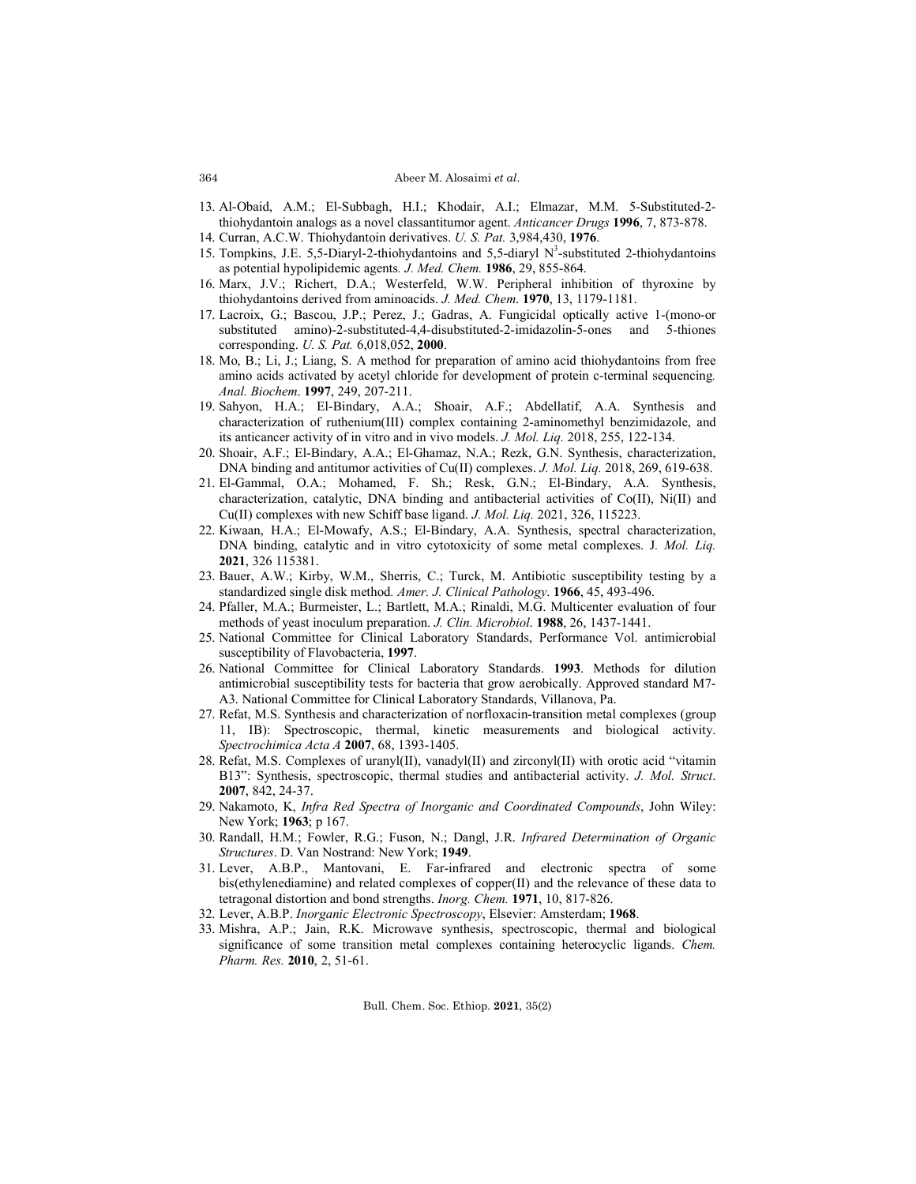13. Al-Obaid, A.M.; El-Subbagh, H.I.; Khodair, A.I.; Elmazar, M.M. 5-Substituted-2-thiohydantoin analogs as a novel classantitumor agent. *Anticancer Drugs* **1996**, 7, 873-878.
14. Curran, A.C.W. Thiohydantoin derivatives. *U. S. Pat.* 3,984,430, **1976**.
15. Tompkins, J.E. 5,5-Diaryl-2-thiohydantoins and 5,5-diaryl $N^3$-substituted 2-thiohydantoins as potential hypolipidemic agents. *J. Med. Chem.* **1986**, 29, 855-864.
16. Marx, J.V.; Richert, D.A.; Westerfeld, W.W. Peripheral inhibition of thyroxine by thiohydantoins derived from aminoacids. *J. Med. Chem*. **1970**, 13, 1179-1181.
17. Lacroix, G.; Bascou, J.P.; Perez, J.; Gadras, A. Fungicidal optically active 1-(mono-or substituted amino)-2-substituted-4,4-disubstituted-2-imidazolin-5-ones and 5-thiones corresponding. *U. S. Pat.* 6,018,052, **2000**.
18. Mo, B.; Li, J.; Liang, S. A method for preparation of amino acid thiohydantoins from free amino acids activated by acetyl chloride for development of protein c-terminal sequencing. *Anal. Biochem*. **1997**, 249, 207-211.
19. Sahyon, H.A.; El-Bindary, A.A.; Shoair, A.F.; Abdellatif, A.A. Synthesis and characterization of ruthenium(III) complex containing 2-aminomethyl benzimidazole, and its anticancer activity of in vitro and in vivo models. *J. Mol. Liq.* 2018, 255, 122-134.
20. Shoair, A.F.; El-Bindary, A.A.; El-Ghamaz, N.A.; Rezk, G.N. Synthesis, characterization, DNA binding and antitumor activities of Cu(II) complexes. *J. Mol. Liq.* 2018, 269, 619-638.
21. El-Gammal, O.A.; Mohamed, F. Sh.; Resk, G.N.; El-Bindary, A.A. Synthesis, characterization, catalytic, DNA binding and antibacterial activities of Co(II), Ni(II) and Cu(II) complexes with new Schiff base ligand. *J. Mol. Liq.* 2021, 326, 115223.
22. Kiwaan, H.A.; El-Mowafy, A.S.; El-Bindary, A.A. Synthesis, spectral characterization, DNA binding, catalytic and in vitro cytotoxicity of some metal complexes. J*. Mol. Liq.* **2021**, 326 115381.
23. Bauer, A.W.; Kirby, W.M., Sherris, C.; Turck, M. Antibiotic susceptibility testing by a standardized single disk method*. Amer. J. Clinical Pathology*. **1966**, 45, 493-496.
24. Pfaller, M.A.; Burmeister, L.; Bartlett, M.A.; Rinaldi, M.G. Multicenter evaluation of four methods of yeast inoculum preparation. *J. Clin. Microbiol*. **1988**, 26, 1437-1441.
25. National Committee for Clinical Laboratory Standards, Performance Vol. antimicrobial susceptibility of Flavobacteria, **1997**.
26. National Committee for Clinical Laboratory Standards. **1993**. Methods for dilution antimicrobial susceptibility tests for bacteria that grow aerobically. Approved standard M7-A3. National Committee for Clinical Laboratory Standards, Villanova, Pa.
27. Refat, M.S. Synthesis and characterization of norfloxacin-transition metal complexes (group 11, IB): Spectroscopic, thermal, kinetic measurements and biological activity. *Spectrochimica Acta A* **2007**, 68, 1393-1405.
28. Refat, M.S. Complexes of uranyl(II), vanadyl(II) and zirconyl(II) with orotic acid "vitamin B13": Synthesis, spectroscopic, thermal studies and antibacterial activity. *J. Mol. Struct*. **2007**, 842, 24-37.
29. Nakamoto, K, *Infra Red Spectra of Inorganic and Coordinated Compounds*, John Wiley: New York; **1963**; p 167.
30. Randall, H.M.; Fowler, R.G.; Fuson, N.; Dangl, J.R. *Infrared Determination of Organic Structures*. D. Van Nostrand: New York; **1949**.
31. Lever, A.B.P., Mantovani, E. Far-infrared and electronic spectra of some bis(ethylenediamine) and related complexes of copper(II) and the relevance of these data to tetragonal distortion and bond strengths. *Inorg. Chem.* **1971**, 10, 817-826.
32. Lever, A.B.P. *Inorganic Electronic Spectroscopy*, Elsevier: Amsterdam; **1968**.
33. Mishra, A.P.; Jain, R.K. Microwave synthesis, spectroscopic, thermal and biological significance of some transition metal complexes containing heterocyclic ligands. *Chem. Pharm. Res.* **2010**, 2, 51-61.